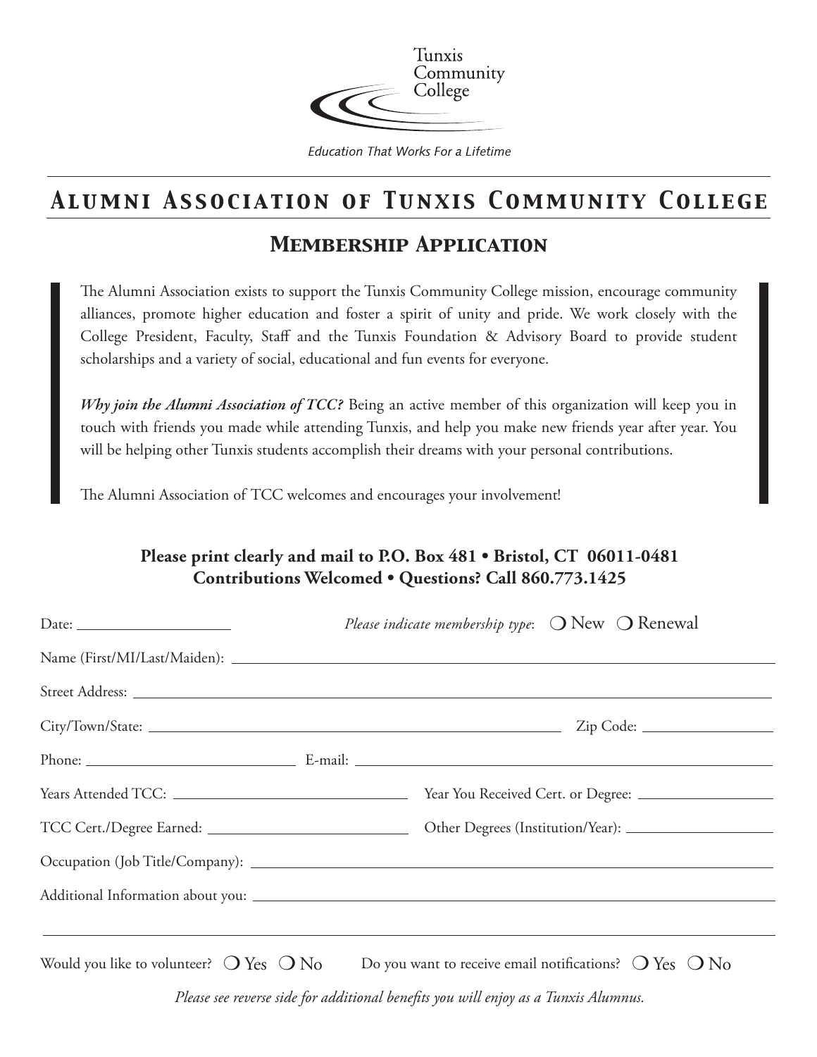Tunxis Community College

*Education That Works For a Lifetime*

# Alumni Association of Tunxis Community College

## Membership Application

The Alumni Association exists to support the Tunxis Community College mission, encourage community alliances, promote higher education and foster a spirit of unity and pride. We work closely with the College President, Faculty, Staff and the Tunxis Foundation & Advisory Board to provide student scholarships and a variety of social, educational and fun events for everyone.

***Why join the Alumni Association of TCC?*** Being an active member of this organization will keep you in touch with friends you made while attending Tunxis, and help you make new friends year after year. You will be helping other Tunxis students accomplish their dreams with your personal contributions.

The Alumni Association of TCC welcomes and encourages your involvement!

**Please print clearly and mail to P.O. Box 481 • Bristol, CT 06011-0481**
**Contributions Welcomed • Questions? Call 860.773.1425**

Date: ____________________ *Please indicate membership type*: ❍ New ❍ Renewal

Name (First/MI/Last/Maiden): ____________________

Street Address: ____________________

City/Town/State: ____________________ Zip Code: ____________________

Phone: ____________________ E-mail: ____________________

Years Attended TCC: ____________________ Year You Received Cert. or Degree: ____________________

TCC Cert./Degree Earned: ____________________ Other Degrees (Institution/Year): ____________________

Occupation (Job Title/Company): ____________________

Additional Information about you: ____________________

____________________

Would you like to volunteer? ❍ Yes ❍ No Do you want to receive email notifications? ❍ Yes ❍ No

*Please see reverse side for additional benefits you will enjoy as a Tunxis Alumnus.*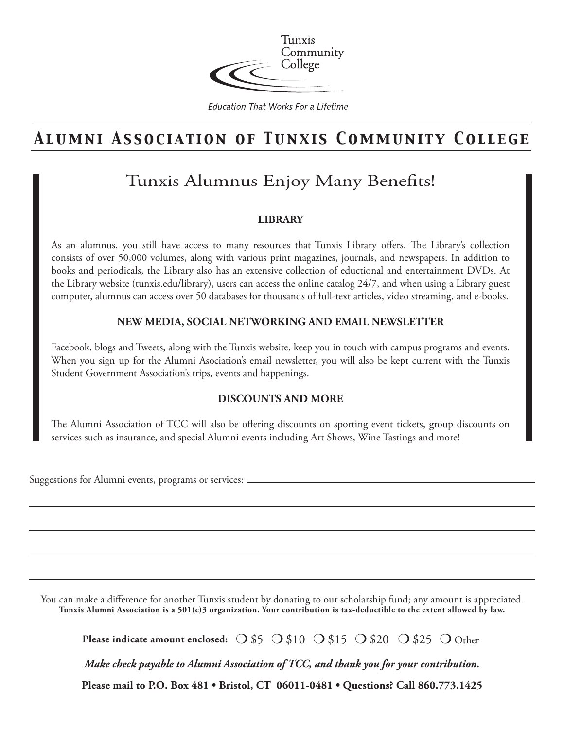Tunxis Community College

*Education That Works For a Lifetime*

# Alumni Association of Tunxis Community College

## Tunxis Alumnus Enjoy Many Benefits!

### LIBRARY

As an alumnus, you still have access to many resources that Tunxis Library offers. The Library's collection consists of over 50,000 volumes, along with various print magazines, journals, and newspapers. In addition to books and periodicals, the Library also has an extensive collection of eductional and entertainment DVDs. At the Library website (tunxis.edu/library), users can access the online catalog 24/7, and when using a Library guest computer, alumnus can access over 50 databases for thousands of full-text articles, video streaming, and e-books.

### NEW MEDIA, SOCIAL NETWORKING AND EMAIL NEWSLETTER

Facebook, blogs and Tweets, along with the Tunxis website, keep you in touch with campus programs and events. When you sign up for the Alumni Asociation's email newsletter, you will also be kept current with the Tunxis Student Government Association's trips, events and happenings.

### DISCOUNTS AND MORE

The Alumni Association of TCC will also be offering discounts on sporting event tickets, group discounts on services such as insurance, and special Alumni events including Art Shows, Wine Tastings and more!

Suggestions for Alumni events, programs or services: ______________________________

______________________________

______________________________

______________________________

______________________________

You can make a difference for another Tunxis student by donating to our scholarship fund; any amount is appreciated.
**Tunxis Alumni Association is a 501(c)3 organization. Your contribution is tax-deductible to the extent allowed by law.**

**Please indicate amount enclosed:** ❍ $5 ❍ $10 ❍ $15 ❍ $20 ❍ $25 ❍ Other

***Make check payable to Alumni Association of TCC, and thank you for your contribution.***

**Please mail to P.O. Box 481 • Bristol, CT 06011-0481 • Questions? Call 860.773.1425**